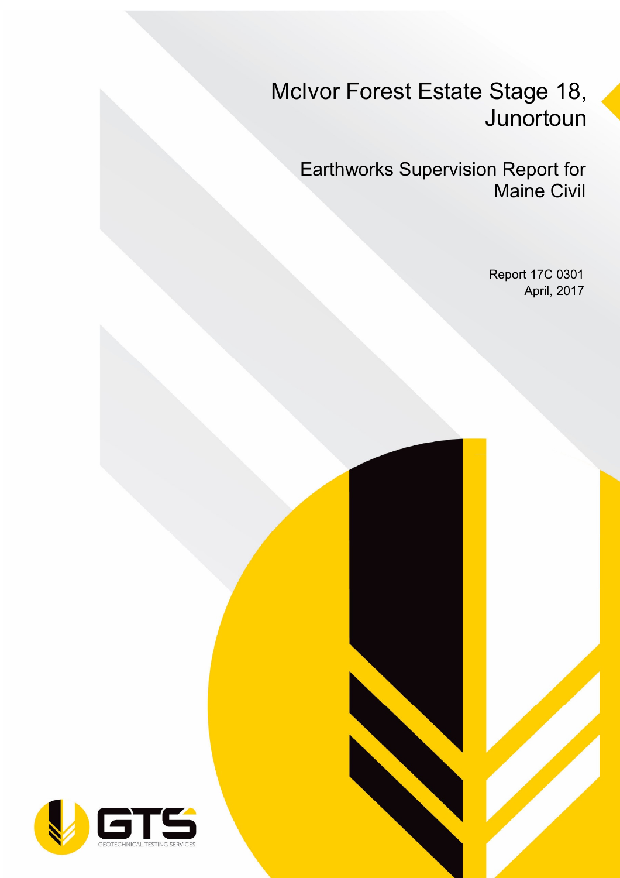# McIvor Forest Estate Stage 18, Junortoun

## Earthworks Supervision Report for Maine Civil

Report 17C 0301
April, 2017

GTS
GEOTECHNICAL TESTING SERVICES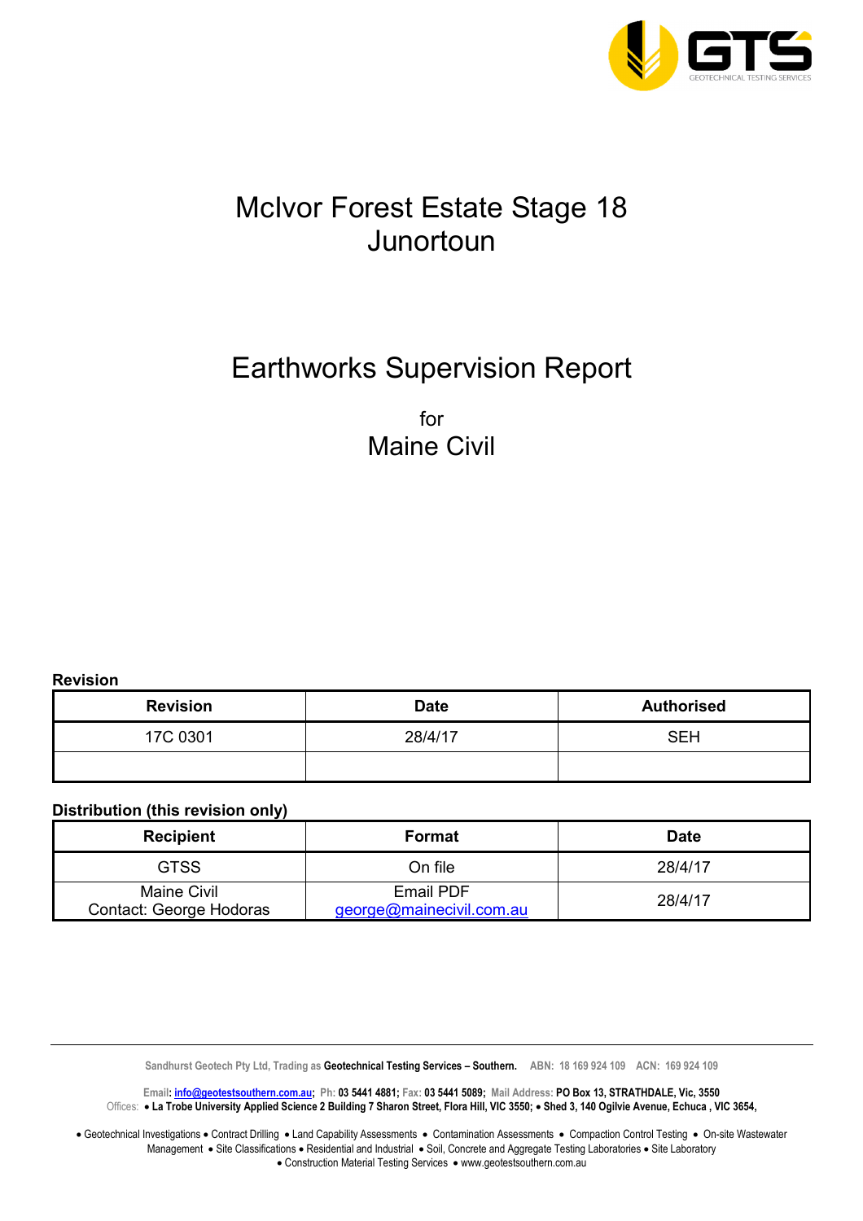# McIvor Forest Estate Stage 18
# Junortoun

# Earthworks Supervision Report

for
**Maine Civil**

**Revision**

| Revision | Date | Authorised |
|---|---|---|
| 17C 0301 | 28/4/17 | SEH |
| | | |

**Distribution (this revision only)**

| Recipient | Format | Date |
|---|---|---|
| GTSS | On file | 28/4/17 |
| Maine Civil<br>Contact: George Hodoras | Email PDF<br>george@mainecivil.com.au | 28/4/17 |

Sandhurst Geotech Pty Ltd, Trading as **Geotechnical Testing Services – Southern.** ABN: 18 169 924 109 ACN: 169 924 109

Email: info@geotestsouthern.com.au; Ph: 03 5441 4881; Fax: 03 5441 5089; Mail Address: PO Box 13, STRATHDALE, Vic, 3550
Offices: • La Trobe University Applied Science 2 Building 7 Sharon Street, Flora Hill, VIC 3550; • Shed 3, 140 Ogilvie Avenue, Echuca , VIC 3654,

• Geotechnical Investigations • Contract Drilling • Land Capability Assessments • Contamination Assessments • Compaction Control Testing • On-site Wastewater Management • Site Classifications • Residential and Industrial • Soil, Concrete and Aggregate Testing Laboratories • Site Laboratory • Construction Material Testing Services • www.geotestsouthern.com.au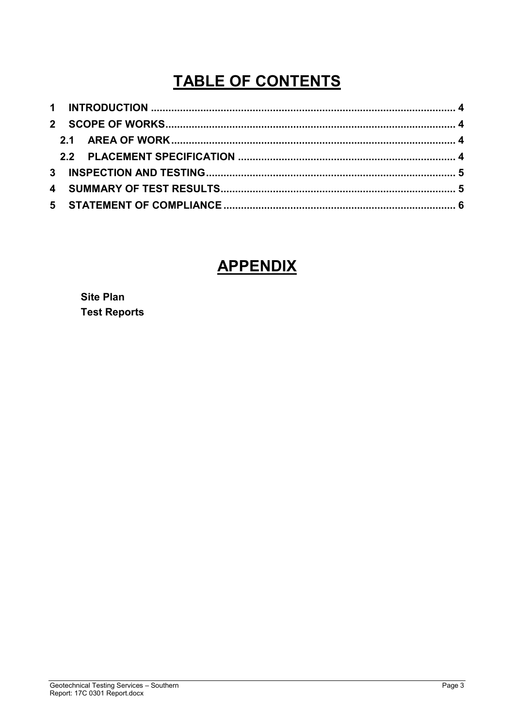# TABLE OF CONTENTS

**1 INTRODUCTION** .......... **4**

**2 SCOPE OF WORKS** .......... **4**

**2.1 AREA OF WORK** .......... **4**

**2.2 PLACEMENT SPECIFICATION** .......... **4**

**3 INSPECTION AND TESTING** .......... **5**

**4 SUMMARY OF TEST RESULTS** .......... **5**

**5 STATEMENT OF COMPLIANCE** .......... **6**

# APPENDIX

**Site Plan**

**Test Reports**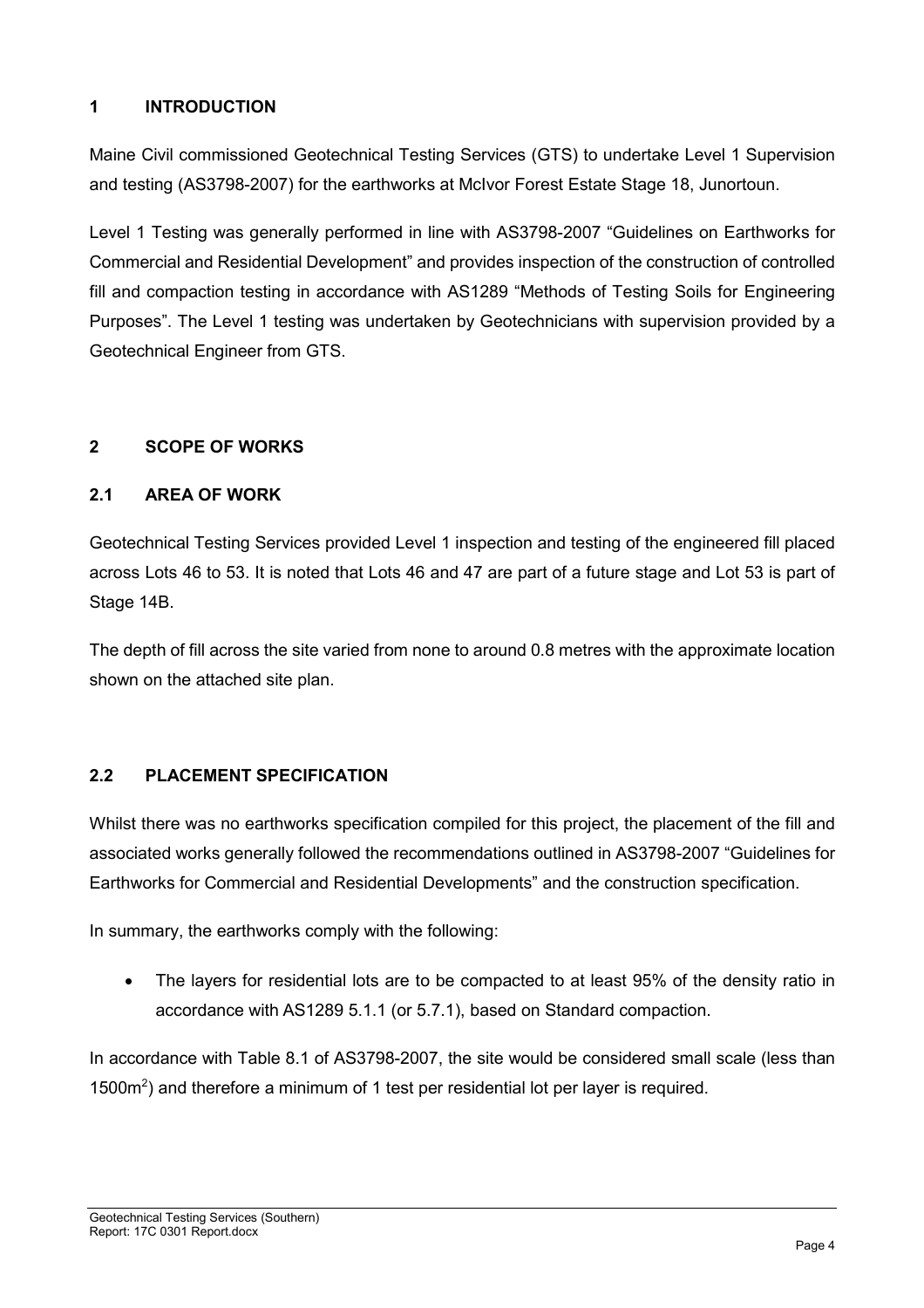# 1 INTRODUCTION

Maine Civil commissioned Geotechnical Testing Services (GTS) to undertake Level 1 Supervision and testing (AS3798-2007) for the earthworks at McIvor Forest Estate Stage 18, Junortoun.

Level 1 Testing was generally performed in line with AS3798-2007 "Guidelines on Earthworks for Commercial and Residential Development" and provides inspection of the construction of controlled fill and compaction testing in accordance with AS1289 "Methods of Testing Soils for Engineering Purposes". The Level 1 testing was undertaken by Geotechnicians with supervision provided by a Geotechnical Engineer from GTS.

# 2 SCOPE OF WORKS

## 2.1 AREA OF WORK

Geotechnical Testing Services provided Level 1 inspection and testing of the engineered fill placed across Lots 46 to 53. It is noted that Lots 46 and 47 are part of a future stage and Lot 53 is part of Stage 14B.

The depth of fill across the site varied from none to around 0.8 metres with the approximate location shown on the attached site plan.

## 2.2 PLACEMENT SPECIFICATION

Whilst there was no earthworks specification compiled for this project, the placement of the fill and associated works generally followed the recommendations outlined in AS3798-2007 "Guidelines for Earthworks for Commercial and Residential Developments" and the construction specification.

In summary, the earthworks comply with the following:

- The layers for residential lots are to be compacted to at least 95% of the density ratio in accordance with AS1289 5.1.1 (or 5.7.1), based on Standard compaction.

In accordance with Table 8.1 of AS3798-2007, the site would be considered small scale (less than 1500m$^2$) and therefore a minimum of 1 test per residential lot per layer is required.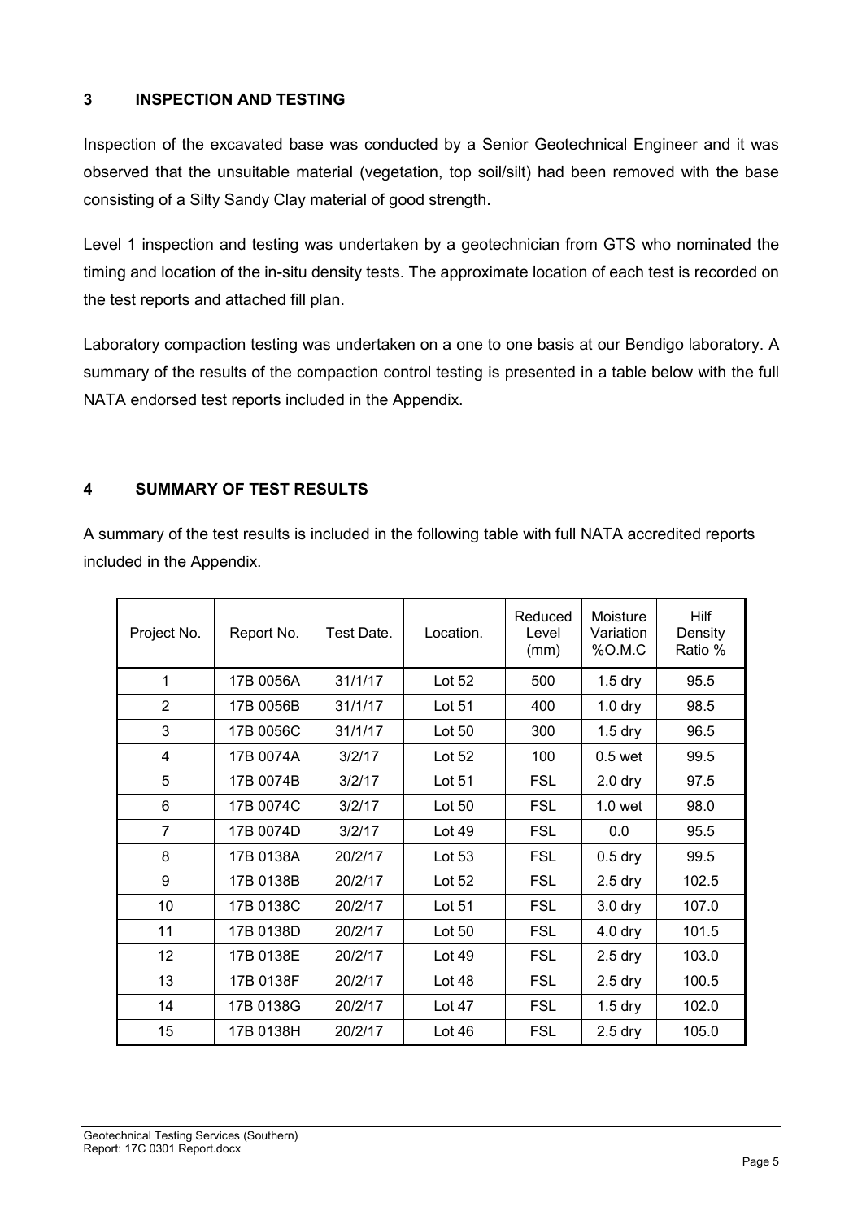## 3 INSPECTION AND TESTING

Inspection of the excavated base was conducted by a Senior Geotechnical Engineer and it was observed that the unsuitable material (vegetation, top soil/silt) had been removed with the base consisting of a Silty Sandy Clay material of good strength.

Level 1 inspection and testing was undertaken by a geotechnician from GTS who nominated the timing and location of the in-situ density tests. The approximate location of each test is recorded on the test reports and attached fill plan.

Laboratory compaction testing was undertaken on a one to one basis at our Bendigo laboratory. A summary of the results of the compaction control testing is presented in a table below with the full NATA endorsed test reports included in the Appendix.

## 4 SUMMARY OF TEST RESULTS

A summary of the test results is included in the following table with full NATA accredited reports included in the Appendix.

| Project No. | Report No. | Test Date. | Location. | Reduced Level (mm) | Moisture Variation %O.M.C | Hilf Density Ratio % |
|---|---|---|---|---|---|---|
| 1 | 17B 0056A | 31/1/17 | Lot 52 | 500 | 1.5 dry | 95.5 |
| 2 | 17B 0056B | 31/1/17 | Lot 51 | 400 | 1.0 dry | 98.5 |
| 3 | 17B 0056C | 31/1/17 | Lot 50 | 300 | 1.5 dry | 96.5 |
| 4 | 17B 0074A | 3/2/17 | Lot 52 | 100 | 0.5 wet | 99.5 |
| 5 | 17B 0074B | 3/2/17 | Lot 51 | FSL | 2.0 dry | 97.5 |
| 6 | 17B 0074C | 3/2/17 | Lot 50 | FSL | 1.0 wet | 98.0 |
| 7 | 17B 0074D | 3/2/17 | Lot 49 | FSL | 0.0 | 95.5 |
| 8 | 17B 0138A | 20/2/17 | Lot 53 | FSL | 0.5 dry | 99.5 |
| 9 | 17B 0138B | 20/2/17 | Lot 52 | FSL | 2.5 dry | 102.5 |
| 10 | 17B 0138C | 20/2/17 | Lot 51 | FSL | 3.0 dry | 107.0 |
| 11 | 17B 0138D | 20/2/17 | Lot 50 | FSL | 4.0 dry | 101.5 |
| 12 | 17B 0138E | 20/2/17 | Lot 49 | FSL | 2.5 dry | 103.0 |
| 13 | 17B 0138F | 20/2/17 | Lot 48 | FSL | 2.5 dry | 100.5 |
| 14 | 17B 0138G | 20/2/17 | Lot 47 | FSL | 1.5 dry | 102.0 |
| 15 | 17B 0138H | 20/2/17 | Lot 46 | FSL | 2.5 dry | 105.0 |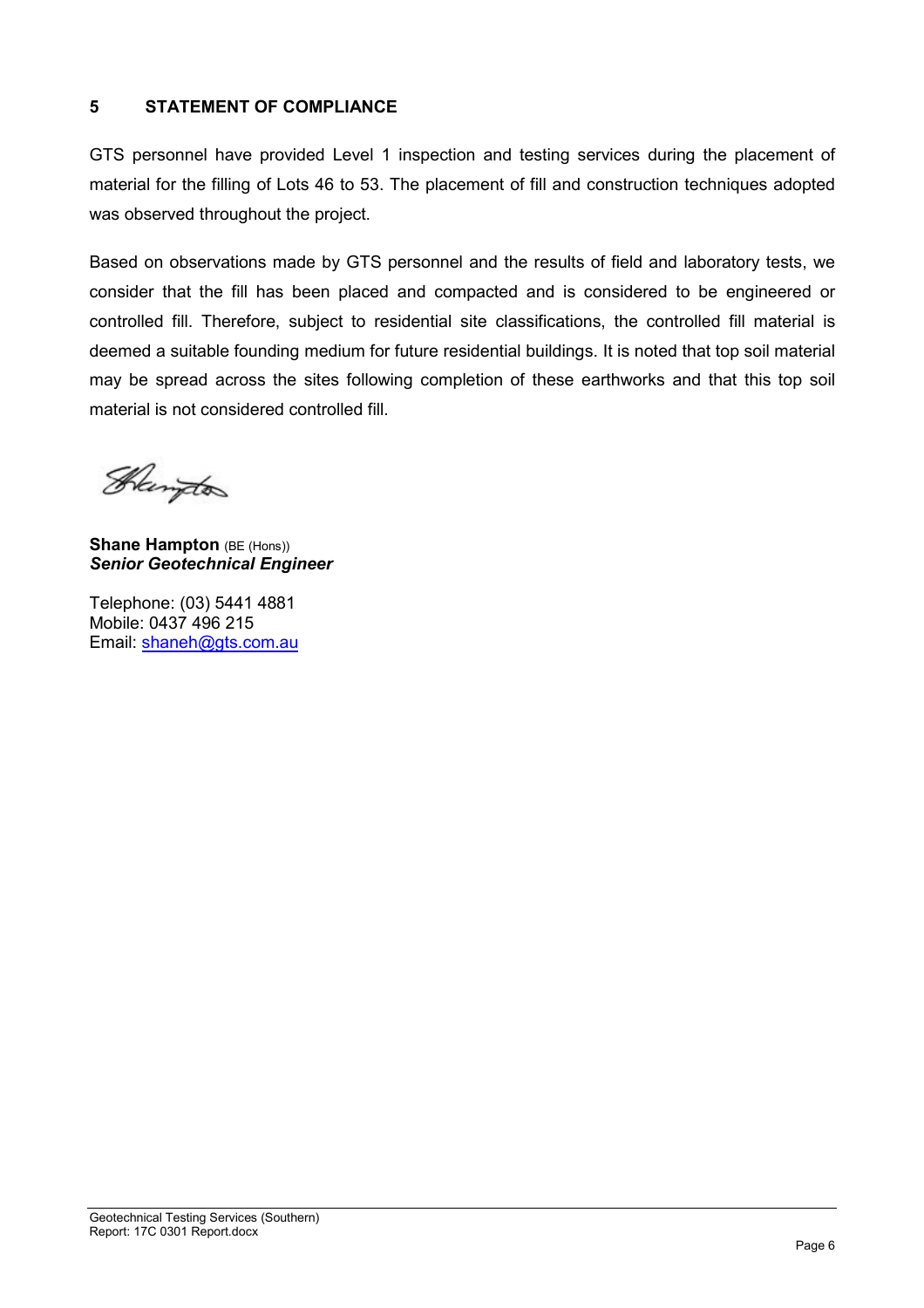## 5 STATEMENT OF COMPLIANCE

GTS personnel have provided Level 1 inspection and testing services during the placement of material for the filling of Lots 46 to 53. The placement of fill and construction techniques adopted was observed throughout the project.

Based on observations made by GTS personnel and the results of field and laboratory tests, we consider that the fill has been placed and compacted and is considered to be engineered or controlled fill. Therefore, subject to residential site classifications, the controlled fill material is deemed a suitable founding medium for future residential buildings. It is noted that top soil material may be spread across the sites following completion of these earthworks and that this top soil material is not considered controlled fill.

**Shane Hampton** (BE (Hons))
***Senior Geotechnical Engineer***

Telephone: (03) 5441 4881
Mobile: 0437 496 215
Email: shaneh@gts.com.au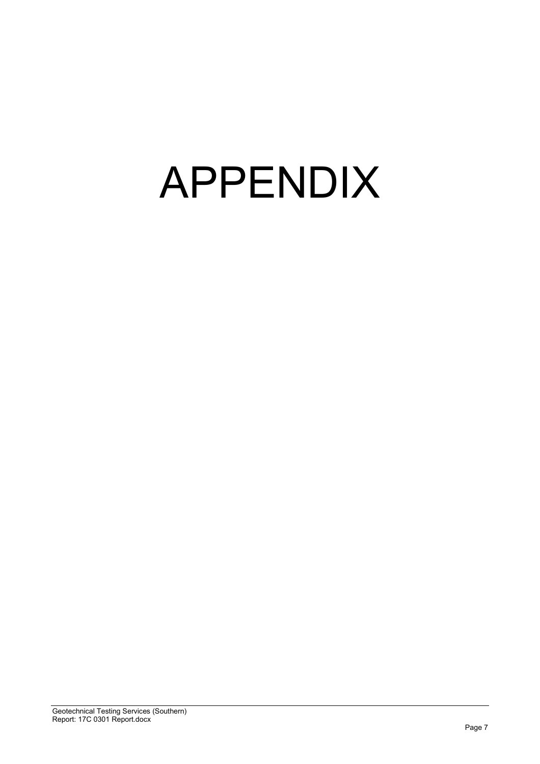# APPENDIX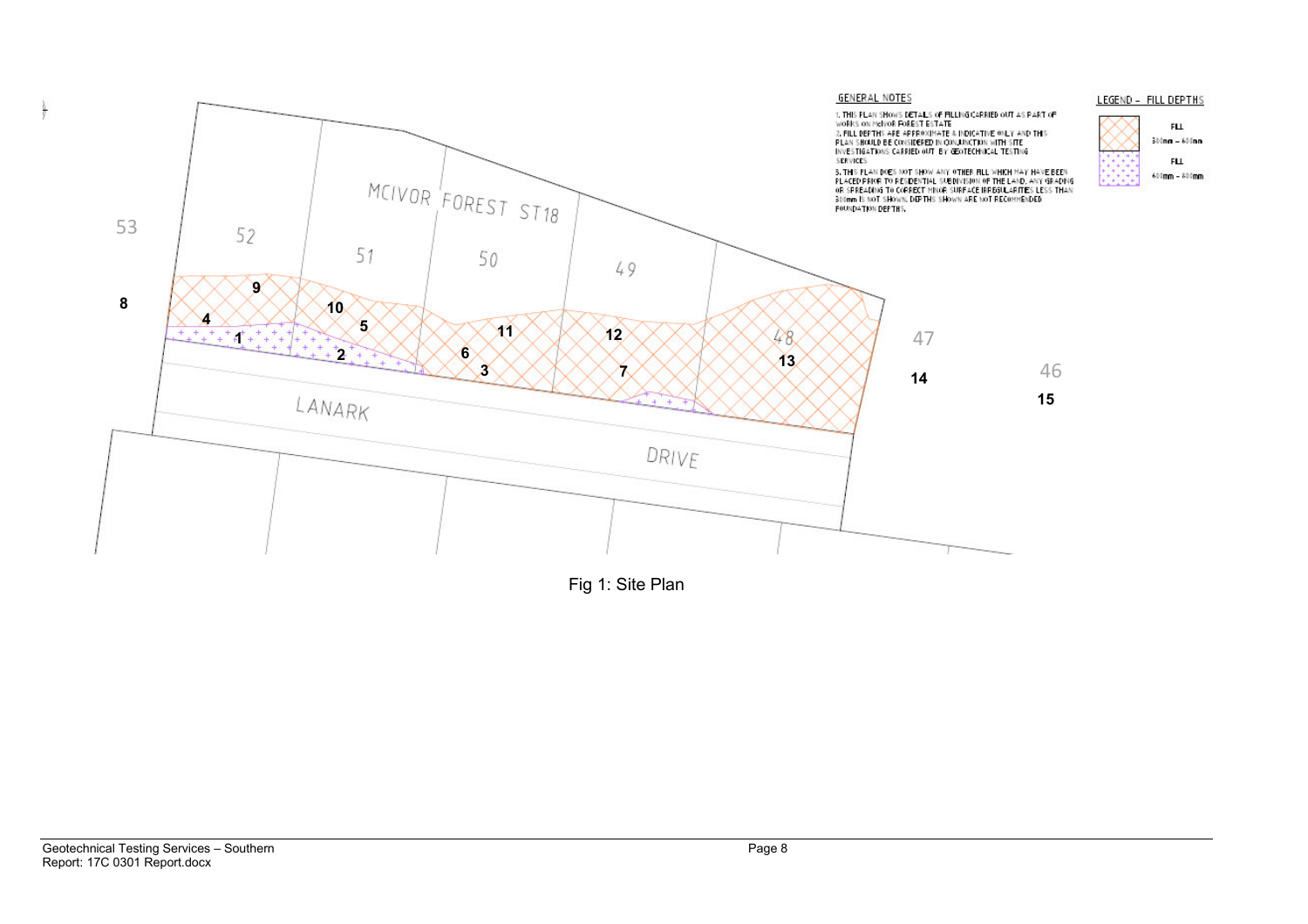GENERAL NOTES

1. THIS PLAN SHOWS DETAILS OF FILLING CARRIED OUT AS PART OF WORKS ON MCIVOR FOREST ESTATE
2. FILL DEPTHS ARE APPROXIMATE & INDICATIVE ONLY AND THIS PLAN SHOULD BE CONSIDERED IN CONJUNCTION WITH SITE INVESTIGATIONS CARRIED OUT BY GEOTECHNICAL TESTING SERVICES
3. THIS PLAN DOES NOT SHOW ANY OTHER FILL WHICH MAY HAVE BEEN PLACED PRIOR TO RESIDENTIAL SUBDIVISION OF THE LAND. ANY GRADING OR SPREADING TO CORRECT MINOR SURFACE IRREGULARITIES LESS THAN 300mm IS NOT SHOWN. DEPTHS SHOWN ARE NOT RECOMMENDED FOUNDATION DEPTHS.

LEGEND – FILL DEPTHS

- FILL 300mm – 600mm
- FILL 600mm – 800mm

MCIVOR FOREST ST18

LANARK DRIVE

53, 52, 51, 50, 49, 48, 47, 46

8, 9, 4, 1, 10, 5, 2, 6, 3, 11, 12, 7, 13, 14, 15

Fig 1: Site Plan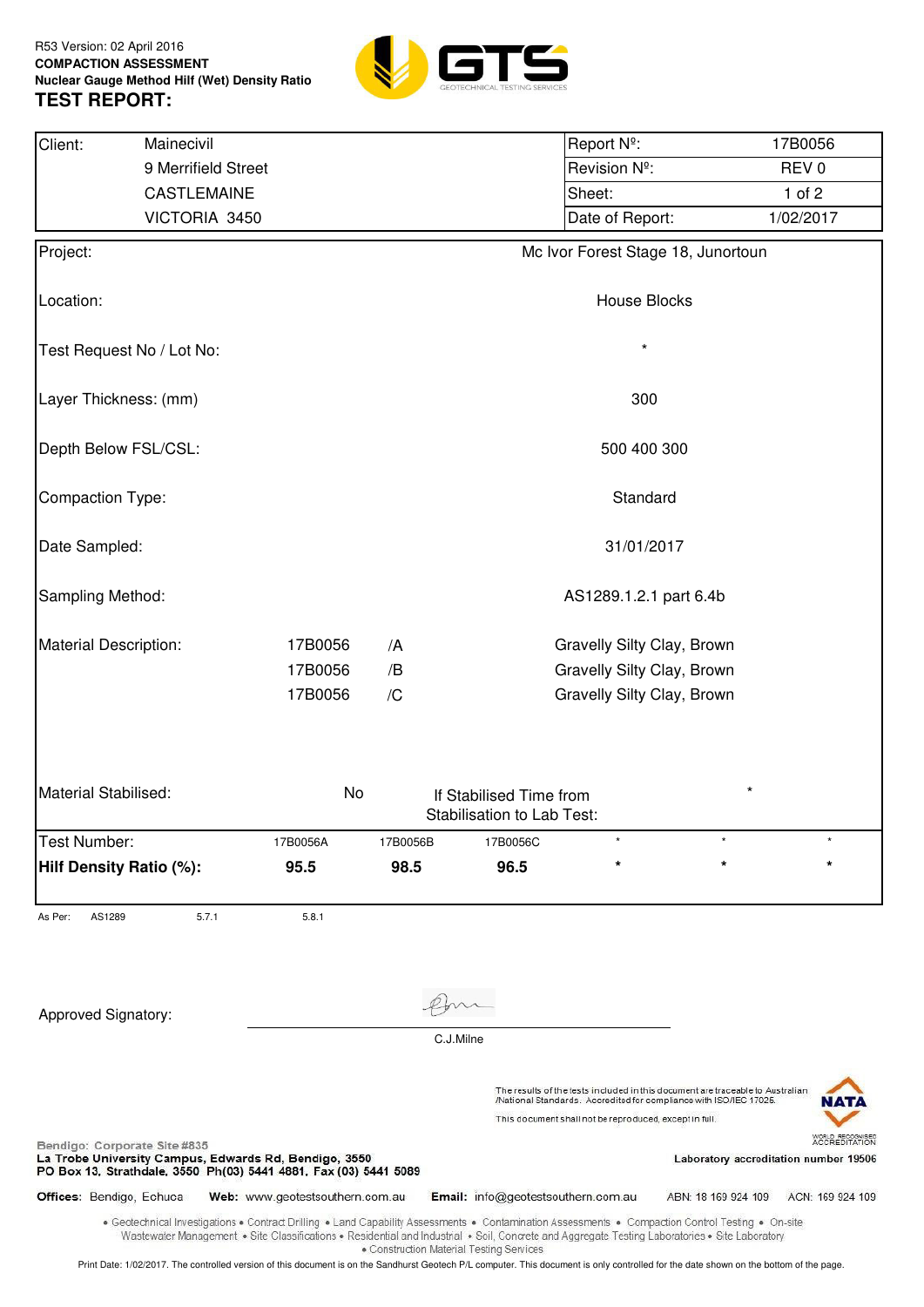R53 Version: 02 April 2016

**COMPACTION ASSESSMENT**

**Nuclear Gauge Method Hilf (Wet) Density Ratio**

# TEST REPORT:

| Client: | Mainecivil | Report Nº: | 17B0056 |
|---|---|---|---|
| | 9 Merrifield Street | Revision Nº: | REV 0 |
| | CASTLEMAINE | Sheet: | 1 of 2 |
| | VICTORIA 3450 | Date of Report: | 1/02/2017 |

| | |
|---|---|
| Project: | Mc Ivor Forest Stage 18, Junortoun |
| Location: | House Blocks |
| Test Request No / Lot No: | * |
| Layer Thickness: (mm) | 300 |
| Depth Below FSL/CSL: | 500 400 300 |
| Compaction Type: | Standard |
| Date Sampled: | 31/01/2017 |
| Sampling Method: | AS1289.1.2.1 part 6.4b |

Material Description:

| | | |
|---|---|---|
| 17B0056 | /A | Gravelly Silty Clay, Brown |
| 17B0056 | /B | Gravelly Silty Clay, Brown |
| 17B0056 | /C | Gravelly Silty Clay, Brown |

Material Stabilised: No — If Stabilised Time from Stabilisation to Lab Test: *

| Test Number: | 17B0056A | 17B0056B | 17B0056C | * | * | * |
|---|---|---|---|---|---|---|
| **Hilf Density Ratio (%):** | **95.5** | **98.5** | **96.5** | * | * | * |

As Per: AS1289 5.7.1 5.8.1

Approved Signatory: C.J.Milne

The results of the tests included in this document are traceable to Australian /National Standards. Accredited for compliance with ISO/IEC 17025.

This document shall not be reproduced, except in full.

Laboratory accreditation number 19506

Bendigo: Corporate Site #835
La Trobe University Campus, Edwards Rd, Bendigo, 3550
PO Box 13, Strathdale, 3550 Ph(03) 5441 4881, Fax (03) 5441 5089

Offices: Bendigo, Echuca Web: www.geotestsouthern.com.au Email: info@geotestsouthern.com.au ABN: 18 169 924 109 ACN: 169 924 109

• Geotechnical Investigations • Contract Drilling • Land Capability Assessments • Contamination Assessments • Compaction Control Testing • On-site Wastewater Management • Site Classifications • Residential and Industrial • Soil, Concrete and Aggregate Testing Laboratories • Site Laboratory • Construction Material Testing Services

Print Date: 1/02/2017. The controlled version of this document is on the Sandhurst Geotech P/L computer. This document is only controlled for the date shown on the bottom of the page.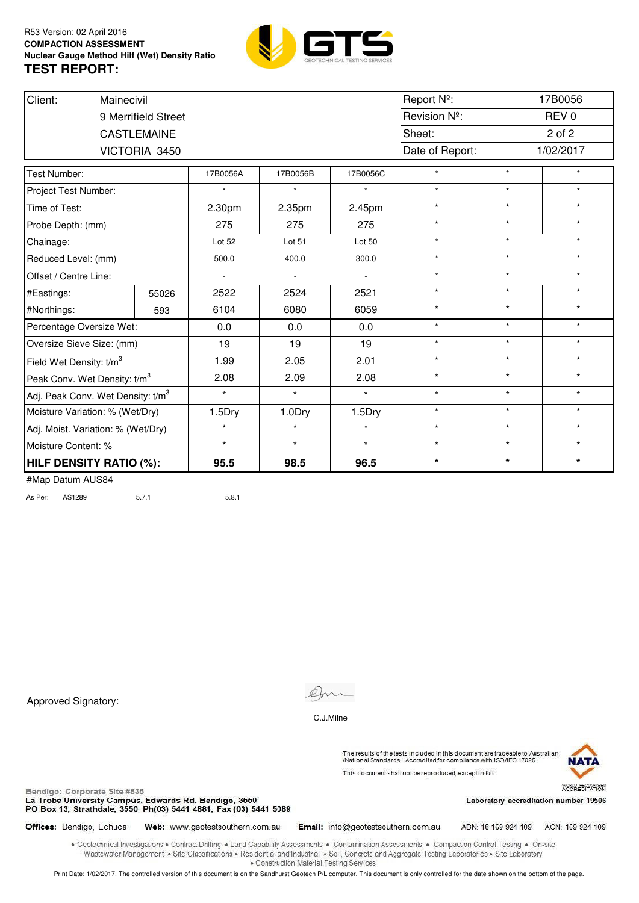R53 Version: 02 April 2016

**COMPACTION ASSESSMENT**

**Nuclear Gauge Method Hilf (Wet) Density Ratio**

# TEST REPORT:

| Client: | Mainecivil | Report Nº: | 17B0056 |
|---|---|---|---|
| | 9 Merrifield Street | Revision Nº: | REV 0 |
| | CASTLEMAINE | Sheet: | 2 of 2 |
| | VICTORIA 3450 | Date of Report: | 1/02/2017 |

| Test Number: | | 17B0056A | 17B0056B | 17B0056C | * | * | * |
|---|---|---|---|---|---|---|---|
| Project Test Number: | | * | * | * | * | * | * |
| Time of Test: | | 2.30pm | 2.35pm | 2.45pm | * | * | * |
| Probe Depth: (mm) | | 275 | 275 | 275 | * | * | * |
| Chainage: | | Lot 52 | Lot 51 | Lot 50 | * | * | * |
| Reduced Level: (mm) | | 500.0 | 400.0 | 300.0 | * | * | * |
| Offset / Centre Line: | | - | - | - | * | * | * |
| #Eastings: | 55026 | 2522 | 2524 | 2521 | * | * | * |
| #Northings: | 593 | 6104 | 6080 | 6059 | * | * | * |
| Percentage Oversize Wet: | | 0.0 | 0.0 | 0.0 | * | * | * |
| Oversize Sieve Size: (mm) | | 19 | 19 | 19 | * | * | * |
| Field Wet Density: t/m$^3$ | | 1.99 | 2.05 | 2.01 | * | * | * |
| Peak Conv. Wet Density: t/m$^3$ | | 2.08 | 2.09 | 2.08 | * | * | * |
| Adj. Peak Conv. Wet Density: t/m$^3$ | | * | * | * | * | * | * |
| Moisture Variation: % (Wet/Dry) | | 1.5Dry | 1.0Dry | 1.5Dry | * | * | * |
| Adj. Moist. Variation: % (Wet/Dry) | | * | * | * | * | * | * |
| Moisture Content: % | | * | * | * | * | * | * |
| **HILF DENSITY RATIO (%):** | | **95.5** | **98.5** | **96.5** | * | * | * |

#Map Datum AUS84

As Per: AS1289 5.7.1 5.8.1

Approved Signatory: C.J.Milne

The results of the tests included in this document are traceable to Australian /National Standards. Accredited for compliance with ISO/IEC 17025.

This document shall not be reproduced, except in full.

NATA WORLD RECOGNISED ACCREDITATION

Laboratory accreditation number 19506

Bendigo: Corporate Site #835
La Trobe University Campus, Edwards Rd, Bendigo, 3550
PO Box 13, Strathdale, 3550 Ph(03) 5441 4881, Fax (03) 5441 5089

**Offices:** Bendigo, Echuca **Web:** www.geotestsouthern.com.au **Email:** info@geotestsouthern.com.au ABN: 18 169 924 109 ACN: 169 924 109

• Geotechnical Investigations • Contract Drilling • Land Capability Assessments • Contamination Assessments • Compaction Control Testing • On-site Wastewater Management • Site Classifications • Residential and Industrial • Soil, Concrete and Aggregate Testing Laboratories • Site Laboratory • Construction Material Testing Services

Print Date: 1/02/2017. The controlled version of this document is on the Sandhurst Geotech P/L computer. This document is only controlled for the date shown on the bottom of the page.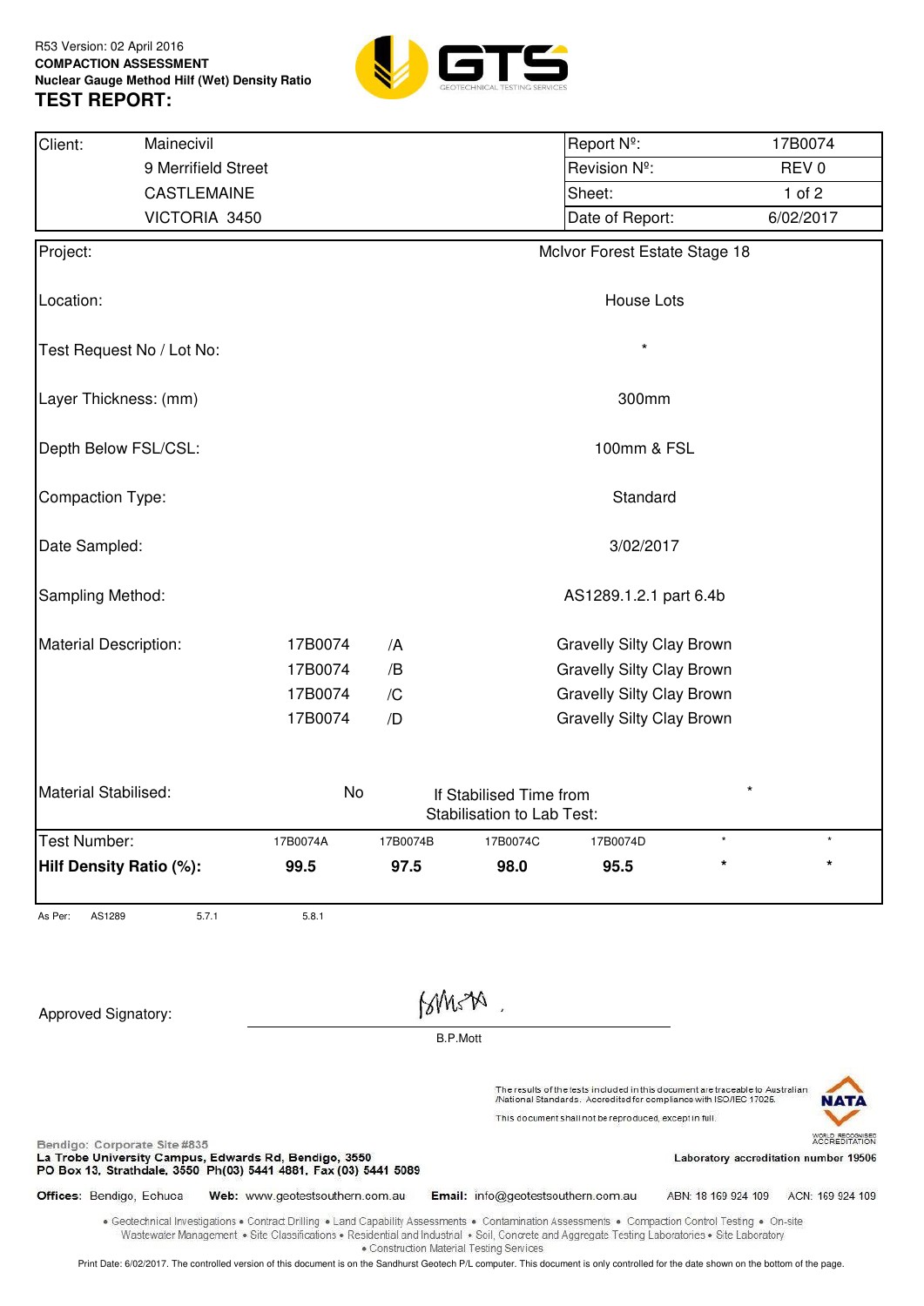R53 Version: 02 April 2016

**COMPACTION ASSESSMENT**

**Nuclear Gauge Method Hilf (Wet) Density Ratio**

# TEST REPORT:

GTS GEOTECHNICAL TESTING SERVICES

| Client: | Mainecivil | Report Nº: | 17B0074 |
|---|---|---|---|
| | 9 Merrifield Street | Revision Nº: | REV 0 |
| | CASTLEMAINE | Sheet: | 1 of 2 |
| | VICTORIA 3450 | Date of Report: | 6/02/2017 |

| | |
|---|---|
| Project: | McIvor Forest Estate Stage 18 |
| Location: | House Lots |
| Test Request No / Lot No: | * |
| Layer Thickness: (mm) | 300mm |
| Depth Below FSL/CSL: | 100mm & FSL |
| Compaction Type: | Standard |
| Date Sampled: | 3/02/2017 |
| Sampling Method: | AS1289.1.2.1 part 6.4b |

| Material Description: | | | |
|---|---|---|---|
| | 17B0074 | /A | Gravelly Silty Clay Brown |
| | 17B0074 | /B | Gravelly Silty Clay Brown |
| | 17B0074 | /C | Gravelly Silty Clay Brown |
| | 17B0074 | /D | Gravelly Silty Clay Brown |

| Material Stabilised: | No | If Stabilised Time from Stabilisation to Lab Test: | * |
|---|---|---|---|

| Test Number: | 17B0074A | 17B0074B | 17B0074C | 17B0074D | * | * |
|---|---|---|---|---|---|---|
| **Hilf Density Ratio (%):** | **99.5** | **97.5** | **98.0** | **95.5** | * | * |

As Per: AS1289 5.7.1 5.8.1

Approved Signatory: B.P.Mott

The results of the tests included in this document are traceable to Australian /National Standards. Accredited for compliance with ISO/IEC 17025.

This document shall not be reproduced, except in full.

NATA WORLD RECOGNISED ACCREDITATION

Laboratory accreditation number 19506

Bendigo: Corporate Site #835

La Trobe University Campus, Edwards Rd, Bendigo, 3550

PO Box 13, Strathdale, 3550 Ph(03) 5441 4881, Fax (03) 5441 5089

**Offices:** Bendigo, Echuca **Web:** www.geotestsouthern.com.au **Email:** info@geotestsouthern.com.au ABN: 18 169 924 109 ACN: 169 924 109

• Geotechnical Investigations • Contract Drilling • Land Capability Assessments • Contamination Assessments • Compaction Control Testing • On-site Wastewater Management • Site Classifications • Residential and Industrial • Soil, Concrete and Aggregate Testing Laboratories • Site Laboratory • Construction Material Testing Services

Print Date: 6/02/2017. The controlled version of this document is on the Sandhurst Geotech P/L computer. This document is only controlled for the date shown on the bottom of the page.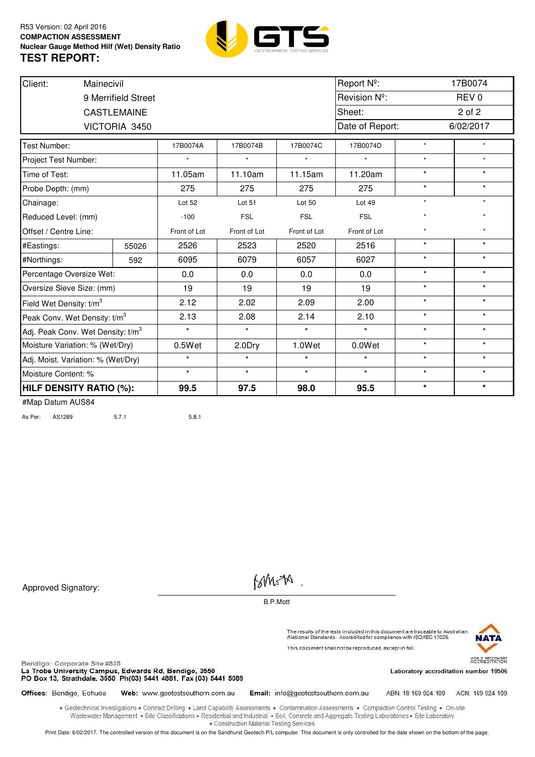R53 Version: 02 April 2016

**COMPACTION ASSESSMENT**

**Nuclear Gauge Method Hilf (Wet) Density Ratio**

# TEST REPORT:

| Client: | Mainecivil | Report Nº: | 17B0074 |
|---|---|---|---|
| | 9 Merrifield Street | Revision Nº: | REV 0 |
| | CASTLEMAINE | Sheet: | 2 of 2 |
| | VICTORIA 3450 | Date of Report: | 6/02/2017 |

| Test Number: | | 17B0074A | 17B0074B | 17B0074C | 17B0074D | * | * |
|---|---|---|---|---|---|---|---|
| Project Test Number: | | * | * | * | * | * | * |
| Time of Test: | | 11.05am | 11.10am | 11.15am | 11.20am | * | * |
| Probe Depth: (mm) | | 275 | 275 | 275 | 275 | * | * |
| Chainage: | | Lot 52 | Lot 51 | Lot 50 | Lot 49 | * | * |
| Reduced Level: (mm) | | -100 | FSL | FSL | FSL | * | * |
| Offset / Centre Line: | | Front of Lot | Front of Lot | Front of Lot | Front of Lot | * | * |
| #Eastings: | 55026 | 2526 | 2523 | 2520 | 2516 | * | * |
| #Northings: | 592 | 6095 | 6079 | 6057 | 6027 | * | * |
| Percentage Oversize Wet: | | 0.0 | 0.0 | 0.0 | 0.0 | * | * |
| Oversize Sieve Size: (mm) | | 19 | 19 | 19 | 19 | * | * |
| Field Wet Density: $t/m^3$ | | 2.12 | 2.02 | 2.09 | 2.00 | * | * |
| Peak Conv. Wet Density: $t/m^3$ | | 2.13 | 2.08 | 2.14 | 2.10 | * | * |
| Adj. Peak Conv. Wet Density: $t/m^3$ | | * | * | * | * | * | * |
| Moisture Variation: % (Wet/Dry) | | 0.5Wet | 2.0Dry | 1.0Wet | 0.0Wet | * | * |
| Adj. Moist. Variation: % (Wet/Dry) | | * | * | * | * | * | * |
| Moisture Content: % | | * | * | * | * | * | * |
| **HILF DENSITY RATIO (%):** | | **99.5** | **97.5** | **98.0** | **95.5** | * | * |

#Map Datum AUS84

As Per: AS1289 5.7.1 5.8.1

Approved Signatory:

B.P.Mott

The results of the tests included in this document are traceable to Australian /National Standards. Accredited for compliance with ISO/IEC 17025.

This document shall not be reproduced, except in full.

NATA WORLD RECOGNISED ACCREDITATION

Laboratory accreditation number 19506

Bendigo: Corporate Site #835
La Trobe University Campus, Edwards Rd, Bendigo, 3550
PO Box 13, Strathdale, 3550 Ph(03) 5441 4881, Fax (03) 5441 5089

**Offices:** Bendigo, Echuca **Web:** www.geotestsouthern.com.au **Email:** info@geotestsouthern.com.au ABN: 18 169 924 109 ACN: 169 924 109

• Geotechnical Investigations • Contract Drilling • Land Capability Assessments • Contamination Assessments • Compaction Control Testing • On-site Wastewater Management • Site Classifications • Residential and Industrial • Soil, Concrete and Aggregate Testing Laboratories • Site Laboratory • Construction Material Testing Services

Print Date: 6/02/2017. The controlled version of this document is on the Sandhurst Geotech P/L computer. This document is only controlled for the date shown on the bottom of the page.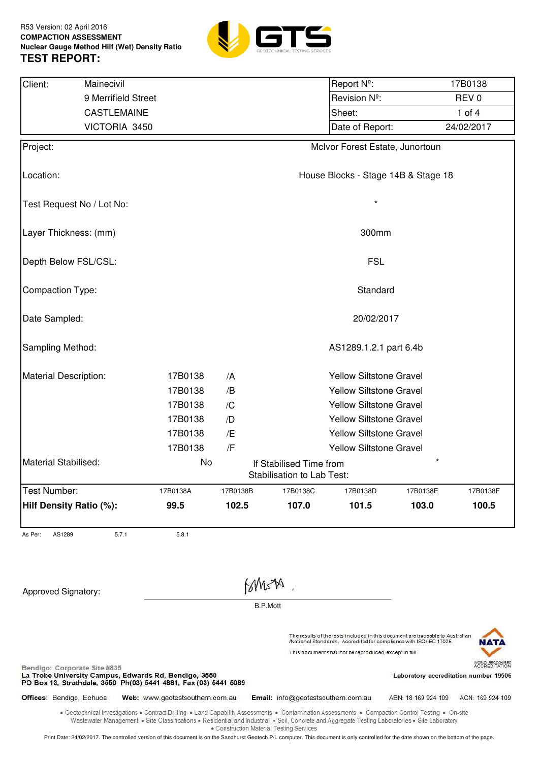R53 Version: 02 April 2016
**COMPACTION ASSESSMENT**
**Nuclear Gauge Method Hilf (Wet) Density Ratio**

# TEST REPORT:

GTS GEOTECHNICAL TESTING SERVICES

| Client: | Mainecivil | Report Nº: | 17B0138 |
|---|---|---|---|
| | 9 Merrifield Street | Revision Nº: | REV 0 |
| | CASTLEMAINE | Sheet: | 1 of 4 |
| | VICTORIA 3450 | Date of Report: | 24/02/2017 |

| | |
|---|---|
| Project: | McIvor Forest Estate, Junortoun |
| Location: | House Blocks - Stage 14B & Stage 18 |
| Test Request No / Lot No: | * |
| Layer Thickness: (mm) | 300mm |
| Depth Below FSL/CSL: | FSL |
| Compaction Type: | Standard |
| Date Sampled: | 20/02/2017 |
| Sampling Method: | AS1289.1.2.1 part 6.4b |

| Material Description: | | | |
|---|---|---|---|
| | 17B0138 | /A | Yellow Siltstone Gravel |
| | 17B0138 | /B | Yellow Siltstone Gravel |
| | 17B0138 | /C | Yellow Siltstone Gravel |
| | 17B0138 | /D | Yellow Siltstone Gravel |
| | 17B0138 | /E | Yellow Siltstone Gravel |
| | 17B0138 | /F | Yellow Siltstone Gravel |

Material Stabilised: No — If Stabilised Time from Stabilisation to Lab Test: *

| Test Number: | 17B0138A | 17B0138B | 17B0138C | 17B0138D | 17B0138E | 17B0138F |
|---|---|---|---|---|---|---|
| **Hilf Density Ratio (%):** | **99.5** | **102.5** | **107.0** | **101.5** | **103.0** | **100.5** |

As Per: AS1289 5.7.1 5.8.1

Approved Signatory: B.P.Mott

The results of the tests included in this document are traceable to Australian /National Standards. Accredited for compliance with ISO/IEC 17025.
This document shall not be reproduced, except in full.

NATA WORLD RECOGNISED ACCREDITATION
Laboratory accreditation number 19506

Bendigo: Corporate Site #835
La Trobe University Campus, Edwards Rd, Bendigo, 3550
PO Box 13, Strathdale, 3550 Ph(03) 5441 4881, Fax (03) 5441 5089

**Offices:** Bendigo, Echuca **Web:** www.geotestsouthern.com.au **Email:** info@geotestsouthern.com.au ABN: 18 169 924 109 ACN: 169 924 109

• Geotechnical Investigations • Contract Drilling • Land Capability Assessments • Contamination Assessments • Compaction Control Testing • On-site Wastewater Management • Site Classifications • Residential and Industrial • Soil, Concrete and Aggregate Testing Laboratories • Site Laboratory • Construction Material Testing Services

Print Date: 24/02/2017. The controlled version of this document is on the Sandhurst Geotech P/L computer. This document is only controlled for the date shown on the bottom of the page.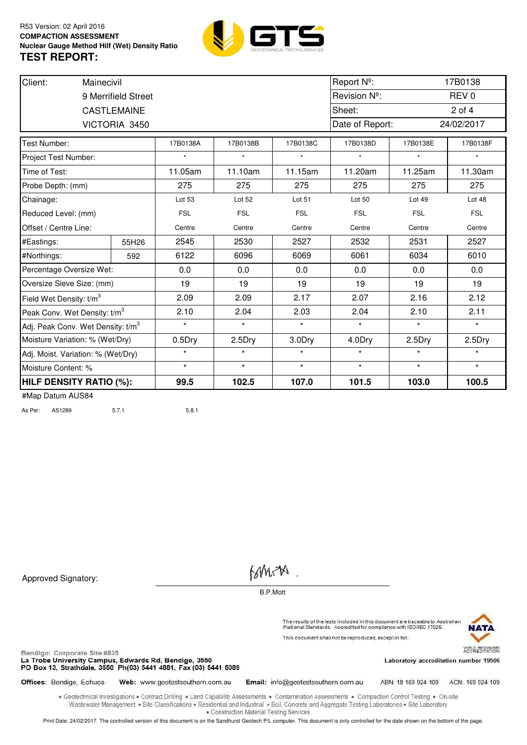R53 Version: 02 April 2016

**COMPACTION ASSESSMENT**

**Nuclear Gauge Method Hilf (Wet) Density Ratio**

# TEST REPORT:

| Client: | Mainecivil | Report Nº: | 17B0138 |
|---|---|---|---|
| | 9 Merrifield Street | Revision Nº: | REV 0 |
| | CASTLEMAINE | Sheet: | 2 of 4 |
| | VICTORIA 3450 | Date of Report: | 24/02/2017 |

| Test Number: | | 17B0138A | 17B0138B | 17B0138C | 17B0138D | 17B0138E | 17B0138F |
|---|---|---|---|---|---|---|---|
| Project Test Number: | | * | * | * | * | * | * |
| Time of Test: | | 11.05am | 11.10am | 11.15am | 11.20am | 11.25am | 11.30am |
| Probe Depth: (mm) | | 275 | 275 | 275 | 275 | 275 | 275 |
| Chainage: | | Lot 53 | Lot 52 | Lot 51 | Lot 50 | Lot 49 | Lot 48 |
| Reduced Level: (mm) | | FSL | FSL | FSL | FSL | FSL | FSL |
| Offset / Centre Line: | | Centre | Centre | Centre | Centre | Centre | Centre |
| #Eastings: | 55H26 | 2545 | 2530 | 2527 | 2532 | 2531 | 2527 |
| #Northings: | 592 | 6122 | 6096 | 6069 | 6061 | 6034 | 6010 |
| Percentage Oversize Wet: | | 0.0 | 0.0 | 0.0 | 0.0 | 0.0 | 0.0 |
| Oversize Sieve Size: (mm) | | 19 | 19 | 19 | 19 | 19 | 19 |
| Field Wet Density: t/m$^3$ | | 2.09 | 2.09 | 2.17 | 2.07 | 2.16 | 2.12 |
| Peak Conv. Wet Density: t/m$^3$ | | 2.10 | 2.04 | 2.03 | 2.04 | 2.10 | 2.11 |
| Adj. Peak Conv. Wet Density: t/m$^3$ | | * | * | * | * | * | * |
| Moisture Variation: % (Wet/Dry) | | 0.5Dry | 2.5Dry | 3.0Dry | 4.0Dry | 2.5Dry | 2.5Dry |
| Adj. Moist. Variation: % (Wet/Dry) | | * | * | * | * | * | * |
| Moisture Content: % | | * | * | * | * | * | * |
| **HILF DENSITY RATIO (%):** | | **99.5** | **102.5** | **107.0** | **101.5** | **103.0** | **100.5** |

#Map Datum AUS84

As Per: AS1289 5.7.1 5.8.1

Approved Signatory:

B.P.Mott

The results of the tests included in this document are traceable to Australian /National Standards. Accredited for compliance with ISO/IEC 17025.

This document shall not be reproduced, except in full.

Laboratory accreditation number 19506

Bendigo: Corporate Site #835
La Trobe University Campus, Edwards Rd, Bendigo, 3550
PO Box 13, Strathdale, 3550 Ph(03) 5441 4881, Fax (03) 5441 5089

**Offices:** Bendigo, Echuca **Web:** www.geotestsouthern.com.au **Email:** info@geotestsouthern.com.au ABN: 18 169 924 109 ACN: 169 924 109

• Geotechnical Investigations • Contract Drilling • Land Capability Assessments • Contamination Assessments • Compaction Control Testing • On-site Wastewater Management • Site Classifications • Residential and Industrial • Soil, Concrete and Aggregate Testing Laboratories • Site Laboratory • Construction Material Testing Services

Print Date: 24/02/2017. The controlled version of this document is on the Sandhurst Geotech P/L computer. This document is only controlled for the date shown on the bottom of the page.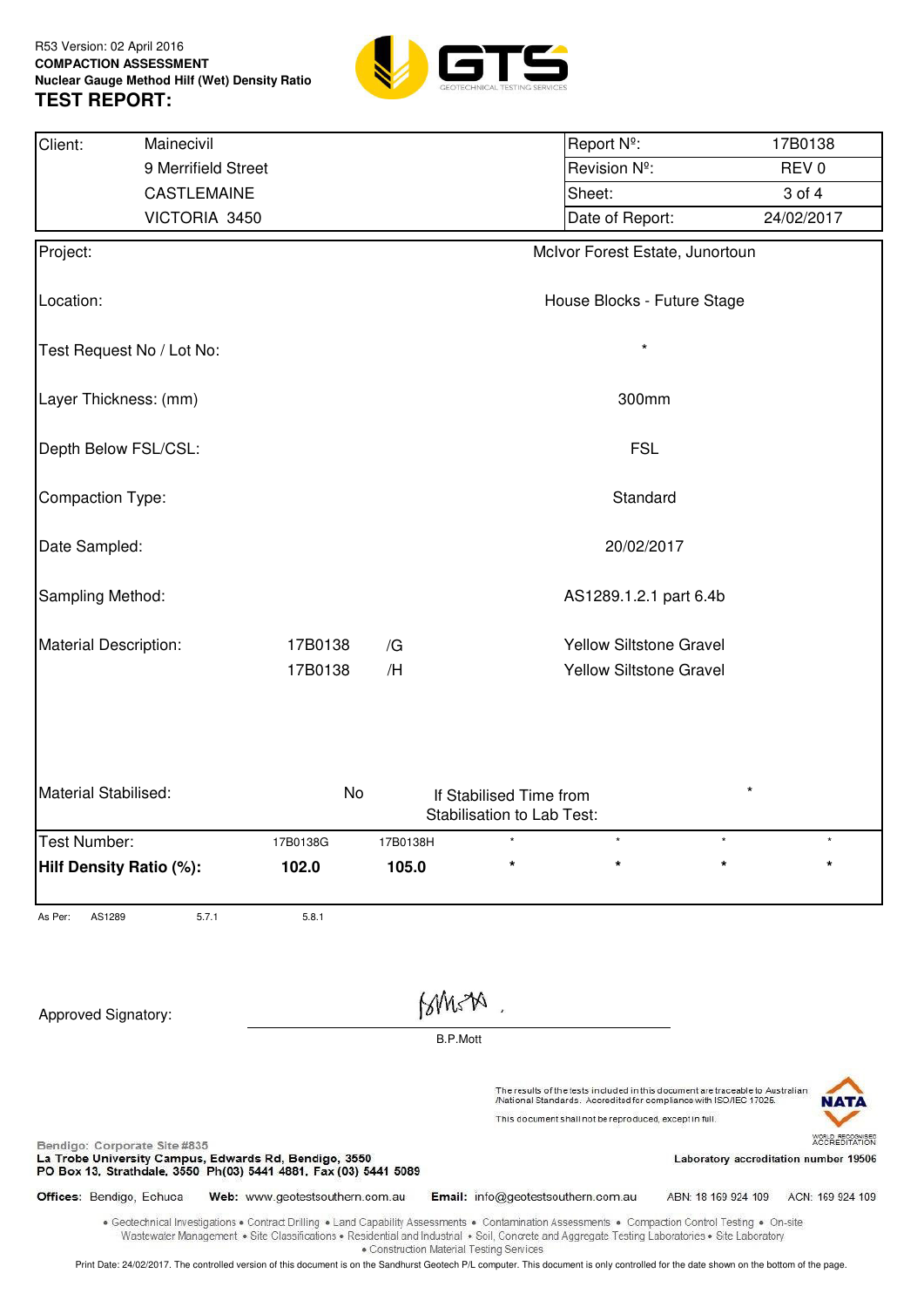R53 Version: 02 April 2016

**COMPACTION ASSESSMENT**

**Nuclear Gauge Method Hilf (Wet) Density Ratio**

# TEST REPORT:

GTS GEOTECHNICAL TESTING SERVICES

| Client: | Mainecivil | Report Nº: | 17B0138 |
|---|---|---|---|
| | 9 Merrifield Street | Revision Nº: | REV 0 |
| | CASTLEMAINE | Sheet: | 3 of 4 |
| | VICTORIA 3450 | Date of Report: | 24/02/2017 |

| | |
|---|---|
| Project: | McIvor Forest Estate, Junortoun |
| Location: | House Blocks - Future Stage |
| Test Request No / Lot No: | * |
| Layer Thickness: (mm) | 300mm |
| Depth Below FSL/CSL: | FSL |
| Compaction Type: | Standard |
| Date Sampled: | 20/02/2017 |
| Sampling Method: | AS1289.1.2.1 part 6.4b |

Material Description:

| | | |
|---|---|---|
| 17B0138 | /G | Yellow Siltstone Gravel |
| 17B0138 | /H | Yellow Siltstone Gravel |

Material Stabilised: No — If Stabilised Time from Stabilisation to Lab Test: *

| Test Number: | 17B0138G | 17B0138H | * | * | * | * |
|---|---|---|---|---|---|---|
| **Hilf Density Ratio (%):** | **102.0** | **105.0** | * | * | * | * |

As Per: AS1289 5.7.1 5.8.1

Approved Signatory:

B.P.Mott

The results of the tests included in this document are traceable to Australian /National Standards. Accredited for compliance with ISO/IEC 17025.

This document shall not be reproduced, except in full.

NATA WORLD RECOGNISED ACCREDITATION

Laboratory accreditation number 19506

Bendigo: Corporate Site #835

La Trobe University Campus, Edwards Rd, Bendigo, 3550

PO Box 13, Strathdale, 3550 Ph(03) 5441 4881, Fax (03) 5441 5089

**Offices:** Bendigo, Echuca **Web:** www.geotestsouthern.com.au **Email:** info@geotestsouthern.com.au ABN: 18 169 924 109 ACN: 169 924 109

• Geotechnical Investigations • Contract Drilling • Land Capability Assessments • Contamination Assessments • Compaction Control Testing • On-site Wastewater Management • Site Classifications • Residential and Industrial • Soil, Concrete and Aggregate Testing Laboratories • Site Laboratory • Construction Material Testing Services

Print Date: 24/02/2017. The controlled version of this document is on the Sandhurst Geotech P/L computer. This document is only controlled for the date shown on the bottom of the page.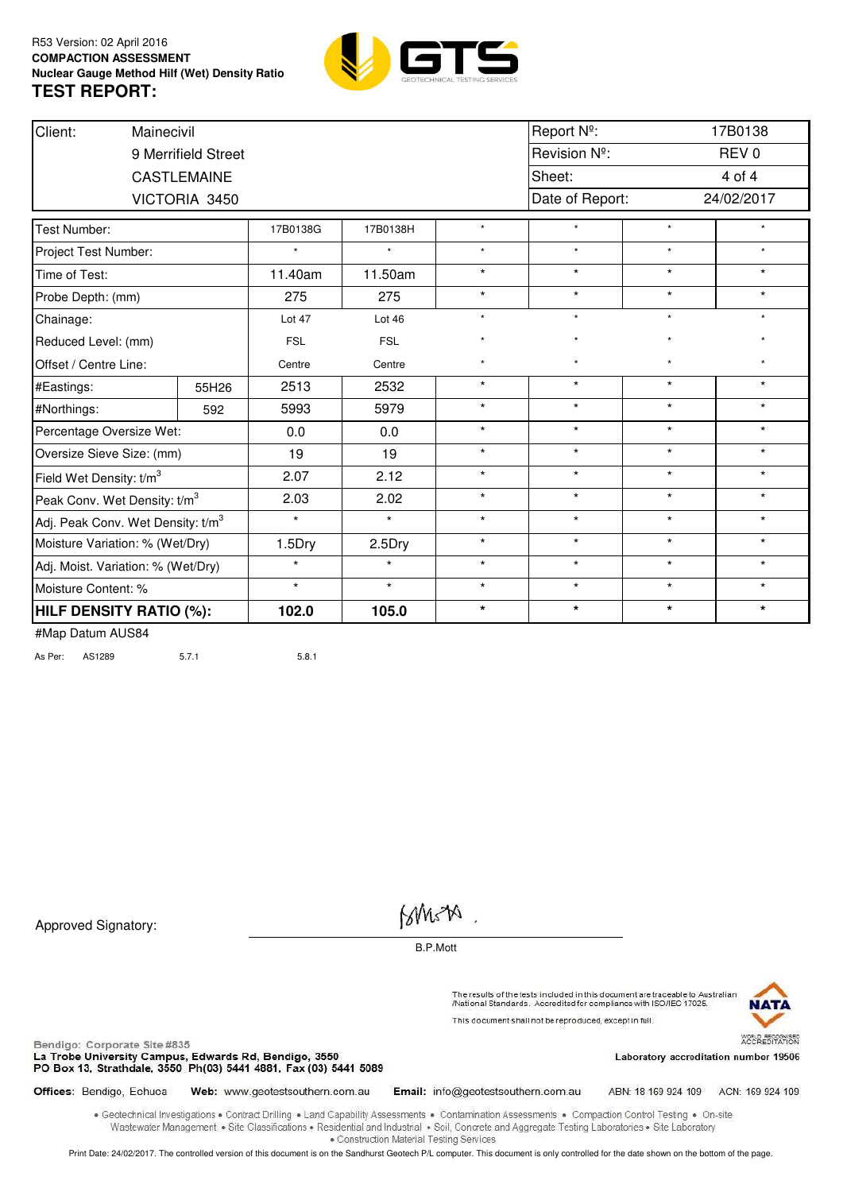R53 Version: 02 April 2016
**COMPACTION ASSESSMENT**
**Nuclear Gauge Method Hilf (Wet) Density Ratio**

# TEST REPORT:

| | | | |
|---|---|---|---|
| Client: | Mainecivil | Report Nº: | 17B0138 |
| | 9 Merrifield Street | Revision Nº: | REV 0 |
| | CASTLEMAINE | Sheet: | 4 of 4 |
| | VICTORIA 3450 | Date of Report: | 24/02/2017 |

| | | | | | | | | |
|---|---|---|---|---|---|---|---|---|
| Test Number: | | 17B0138G | 17B0138H | * | * | * | * |
| Project Test Number: | | * | * | * | * | * | * |
| Time of Test: | | 11.40am | 11.50am | * | * | * | * |
| Probe Depth: (mm) | | 275 | 275 | * | * | * | * |
| Chainage: | | Lot 47 | Lot 46 | * | * | * | * |
| Reduced Level: (mm) | | FSL | FSL | * | * | * | * |
| Offset / Centre Line: | | Centre | Centre | * | * | * | * |
| #Eastings: | 55H26 | 2513 | 2532 | * | * | * | * |
| #Northings: | 592 | 5993 | 5979 | * | * | * | * |
| Percentage Oversize Wet: | | 0.0 | 0.0 | * | * | * | * |
| Oversize Sieve Size: (mm) | | 19 | 19 | * | * | * | * |
| Field Wet Density: $t/m^3$ | | 2.07 | 2.12 | * | * | * | * |
| Peak Conv. Wet Density: $t/m^3$ | | 2.03 | 2.02 | * | * | * | * |
| Adj. Peak Conv. Wet Density: $t/m^3$ | | * | * | * | * | * | * |
| Moisture Variation: % (Wet/Dry) | | 1.5Dry | 2.5Dry | * | * | * | * |
| Adj. Moist. Variation: % (Wet/Dry) | | * | * | * | * | * | * |
| Moisture Content: % | | * | * | * | * | * | * |
| **HILF DENSITY RATIO (%):** | | **102.0** | **105.0** | * | * | * | * |

#Map Datum AUS84

As Per: AS1289 5.7.1 5.8.1

Approved Signatory: B.P.Mott

The results of the tests included in this document are traceable to Australian /National Standards. Accredited for compliance with ISO/IEC 17025.

This document shall not be reproduced, except in full.

Laboratory accreditation number 19506

Bendigo: Corporate Site #835
La Trobe University Campus, Edwards Rd, Bendigo, 3550
PO Box 13, Strathdale, 3550 Ph(03) 5441 4881, Fax (03) 5441 5089

Offices: Bendigo, Echuca Web: www.geotestsouthern.com.au Email: info@geotestsouthern.com.au ABN: 18 169 924 109 ACN: 169 924 109

• Geotechnical Investigations • Contract Drilling • Land Capability Assessments • Contamination Assessments • Compaction Control Testing • On-site Wastewater Management • Site Classifications • Residential and Industrial • Soil, Concrete and Aggregate Testing Laboratories • Site Laboratory • Construction Material Testing Services

Print Date: 24/02/2017. The controlled version of this document is on the Sandhurst Geotech P/L computer. This document is only controlled for the date shown on the bottom of the page.